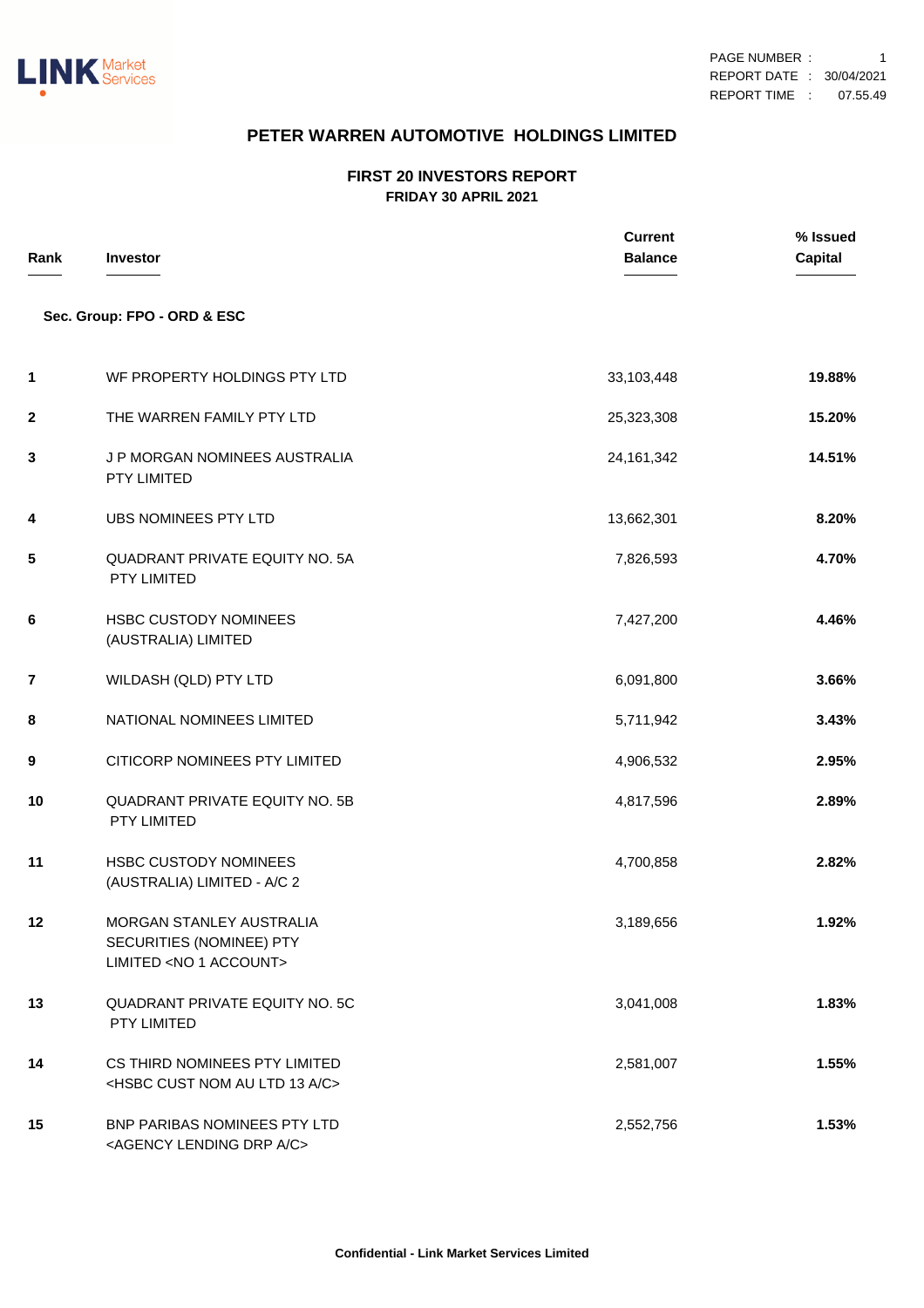# PETER WARREN AUTOMOTIVE HOLDINGS LIMITED

## FIRST 20 INVESTORS REPORT

**FRIDAY 30 APRIL 2021**

REPORT DATE : 30/04/2021
REPORT TIME : 07.55.49

**Sec. Group: FPO - ORD & ESC**

| Rank | Investor | Current Balance | % Issued Capital |
|---|---|---|---|
| 1 | WF PROPERTY HOLDINGS PTY LTD | 33,103,448 | **19.88%** |
| 2 | THE WARREN FAMILY PTY LTD | 25,323,308 | **15.20%** |
| 3 | J P MORGAN NOMINEES AUSTRALIA PTY LIMITED | 24,161,342 | **14.51%** |
| 4 | UBS NOMINEES PTY LTD | 13,662,301 | **8.20%** |
| 5 | QUADRANT PRIVATE EQUITY NO. 5A PTY LIMITED | 7,826,593 | **4.70%** |
| 6 | HSBC CUSTODY NOMINEES (AUSTRALIA) LIMITED | 7,427,200 | **4.46%** |
| 7 | WILDASH (QLD) PTY LTD | 6,091,800 | **3.66%** |
| 8 | NATIONAL NOMINEES LIMITED | 5,711,942 | **3.43%** |
| 9 | CITICORP NOMINEES PTY LIMITED | 4,906,532 | **2.95%** |
| 10 | QUADRANT PRIVATE EQUITY NO. 5B PTY LIMITED | 4,817,596 | **2.89%** |
| 11 | HSBC CUSTODY NOMINEES (AUSTRALIA) LIMITED - A/C 2 | 4,700,858 | **2.82%** |
| 12 | MORGAN STANLEY AUSTRALIA SECURITIES (NOMINEE) PTY LIMITED <NO 1 ACCOUNT> | 3,189,656 | **1.92%** |
| 13 | QUADRANT PRIVATE EQUITY NO. 5C PTY LIMITED | 3,041,008 | **1.83%** |
| 14 | CS THIRD NOMINEES PTY LIMITED <HSBC CUST NOM AU LTD 13 A/C> | 2,581,007 | **1.55%** |
| 15 | BNP PARIBAS NOMINEES PTY LTD <AGENCY LENDING DRP A/C> | 2,552,756 | **1.53%** |

**Confidential - Link Market Services Limited**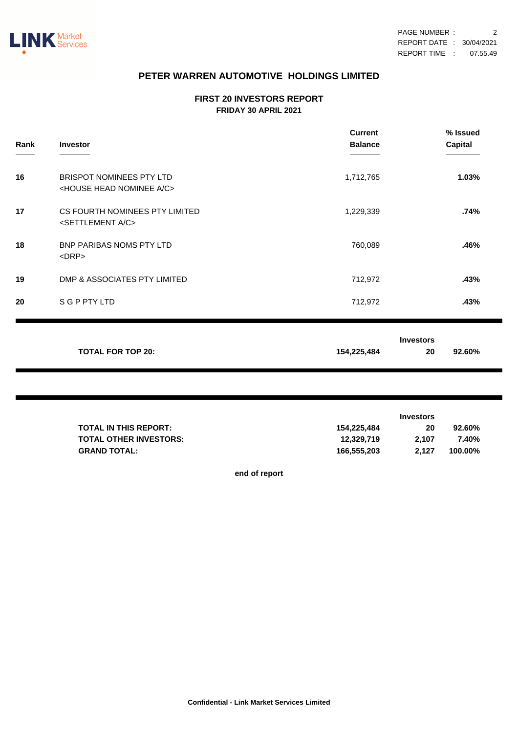## PETER WARREN AUTOMOTIVE HOLDINGS LIMITED

### FIRST 20 INVESTORS REPORT
**FRIDAY 30 APRIL 2021**

| Rank | Investor | Current Balance | % Issued Capital |
|---|---|---|---|
| 16 | BRISPOT NOMINEES PTY LTD <HOUSE HEAD NOMINEE A/C> | 1,712,765 | 1.03% |
| 17 | CS FOURTH NOMINEES PTY LIMITED <SETTLEMENT A/C> | 1,229,339 | .74% |
| 18 | BNP PARIBAS NOMS PTY LTD <DRP> | 760,089 | .46% |
| 19 | DMP & ASSOCIATES PTY LIMITED | 712,972 | .43% |
| 20 | S G P PTY LTD | 712,972 | .43% |

| | Balance | Investors | % |
|---|---|---|---|
| **TOTAL FOR TOP 20:** | **154,225,484** | **20** | **92.60%** |

| | Balance | Investors | % |
|---|---|---|---|
| **TOTAL IN THIS REPORT:** | **154,225,484** | **20** | **92.60%** |
| **TOTAL OTHER INVESTORS:** | **12,329,719** | **2,107** | **7.40%** |
| **GRAND TOTAL:** | **166,555,203** | **2,127** | **100.00%** |

**end of report**

**Confidential - Link Market Services Limited**